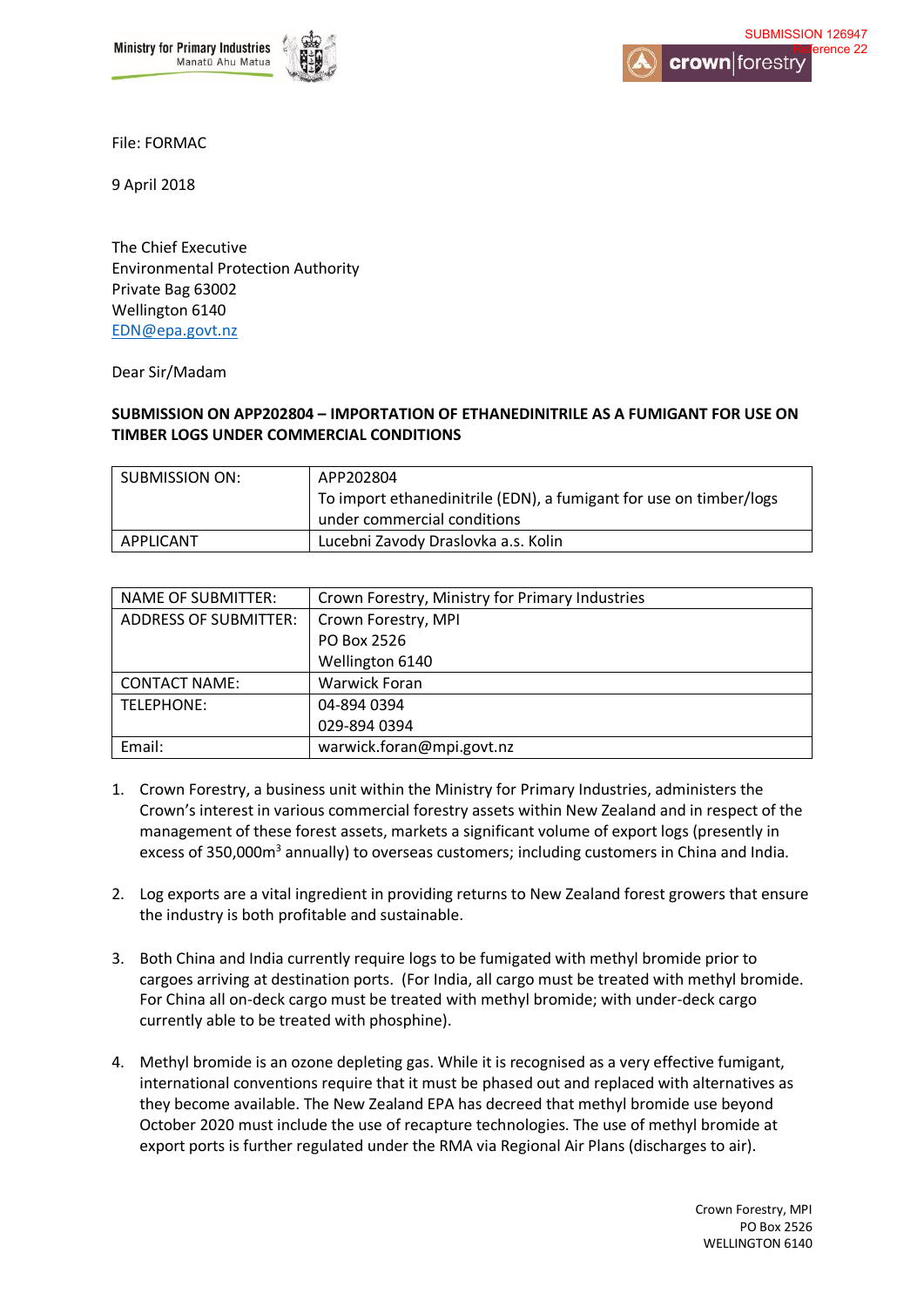SUBMISSION 126947
Reference 22

File: FORMAC

9 April 2018

The Chief Executive
Environmental Protection Authority
Private Bag 63002
Wellington 6140
EDN@epa.govt.nz

Dear Sir/Madam

**SUBMISSION ON APP202804 – IMPORTATION OF ETHANEDINITRILE AS A FUMIGANT FOR USE ON TIMBER LOGS UNDER COMMERCIAL CONDITIONS**

| SUBMISSION ON: | APP202804<br>To import ethanedinitrile (EDN), a fumigant for use on timber/logs under commercial conditions |
|---|---|
| APPLICANT | Lucebni Zavody Draslovka a.s. Kolin |

| NAME OF SUBMITTER: | Crown Forestry, Ministry for Primary Industries |
|---|---|
| ADDRESS OF SUBMITTER: | Crown Forestry, MPI<br>PO Box 2526<br>Wellington 6140 |
| CONTACT NAME: | Warwick Foran |
| TELEPHONE: | 04-894 0394<br>029-894 0394 |
| Email: | warwick.foran@mpi.govt.nz |

1. Crown Forestry, a business unit within the Ministry for Primary Industries, administers the Crown's interest in various commercial forestry assets within New Zealand and in respect of the management of these forest assets, markets a significant volume of export logs (presently in excess of 350,000m$^3$ annually) to overseas customers; including customers in China and India.

2. Log exports are a vital ingredient in providing returns to New Zealand forest growers that ensure the industry is both profitable and sustainable.

3. Both China and India currently require logs to be fumigated with methyl bromide prior to cargoes arriving at destination ports. (For India, all cargo must be treated with methyl bromide. For China all on-deck cargo must be treated with methyl bromide; with under-deck cargo currently able to be treated with phosphine).

4. Methyl bromide is an ozone depleting gas. While it is recognised as a very effective fumigant, international conventions require that it must be phased out and replaced with alternatives as they become available. The New Zealand EPA has decreed that methyl bromide use beyond October 2020 must include the use of recapture technologies. The use of methyl bromide at export ports is further regulated under the RMA via Regional Air Plans (discharges to air).

Crown Forestry, MPI
PO Box 2526
WELLINGTON 6140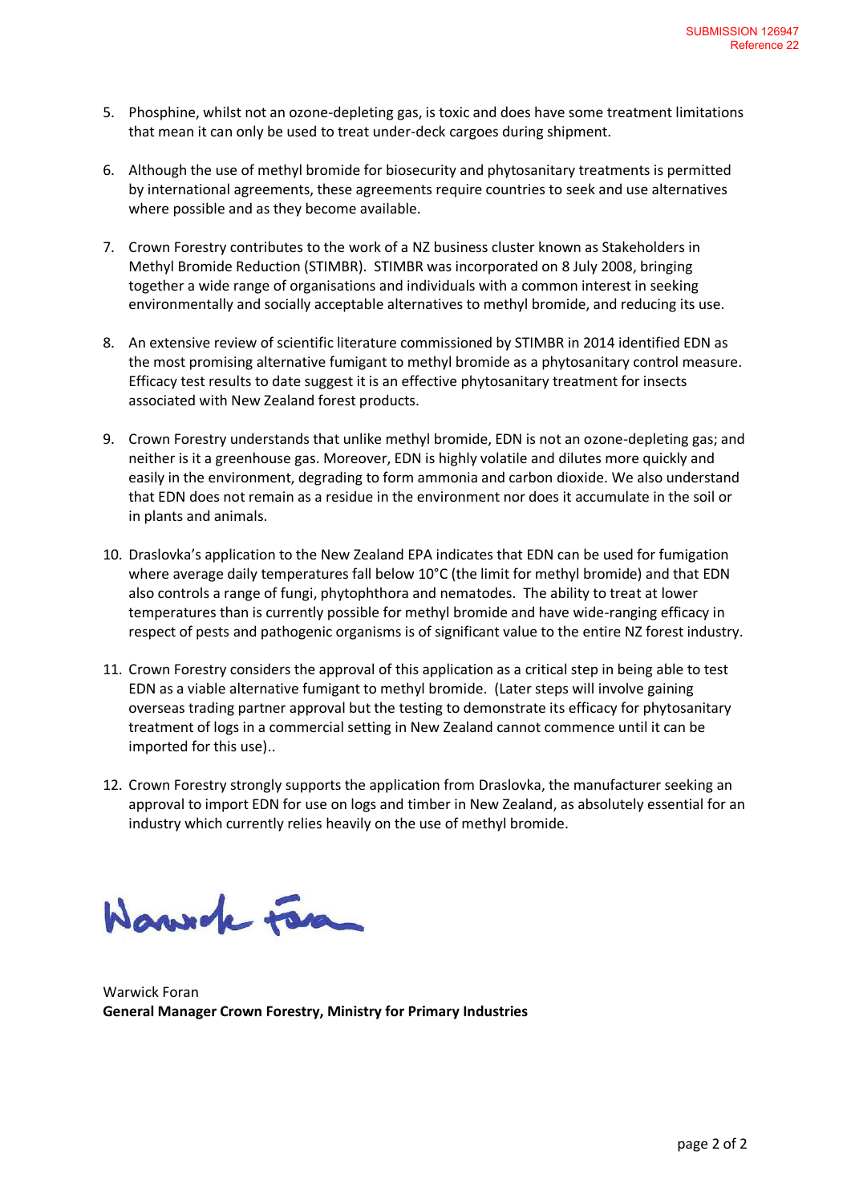5. Phosphine, whilst not an ozone-depleting gas, is toxic and does have some treatment limitations that mean it can only be used to treat under-deck cargoes during shipment.

6. Although the use of methyl bromide for biosecurity and phytosanitary treatments is permitted by international agreements, these agreements require countries to seek and use alternatives where possible and as they become available.

7. Crown Forestry contributes to the work of a NZ business cluster known as Stakeholders in Methyl Bromide Reduction (STIMBR). STIMBR was incorporated on 8 July 2008, bringing together a wide range of organisations and individuals with a common interest in seeking environmentally and socially acceptable alternatives to methyl bromide, and reducing its use.

8. An extensive review of scientific literature commissioned by STIMBR in 2014 identified EDN as the most promising alternative fumigant to methyl bromide as a phytosanitary control measure. Efficacy test results to date suggest it is an effective phytosanitary treatment for insects associated with New Zealand forest products.

9. Crown Forestry understands that unlike methyl bromide, EDN is not an ozone-depleting gas; and neither is it a greenhouse gas. Moreover, EDN is highly volatile and dilutes more quickly and easily in the environment, degrading to form ammonia and carbon dioxide. We also understand that EDN does not remain as a residue in the environment nor does it accumulate in the soil or in plants and animals.

10. Draslovka's application to the New Zealand EPA indicates that EDN can be used for fumigation where average daily temperatures fall below 10°C (the limit for methyl bromide) and that EDN also controls a range of fungi, phytophthora and nematodes. The ability to treat at lower temperatures than is currently possible for methyl bromide and have wide-ranging efficacy in respect of pests and pathogenic organisms is of significant value to the entire NZ forest industry.

11. Crown Forestry considers the approval of this application as a critical step in being able to test EDN as a viable alternative fumigant to methyl bromide. (Later steps will involve gaining overseas trading partner approval but the testing to demonstrate its efficacy for phytosanitary treatment of logs in a commercial setting in New Zealand cannot commence until it can be imported for this use)..

12. Crown Forestry strongly supports the application from Draslovka, the manufacturer seeking an approval to import EDN for use on logs and timber in New Zealand, as absolutely essential for an industry which currently relies heavily on the use of methyl bromide.

Warwick Foran

**General Manager Crown Forestry, Ministry for Primary Industries**